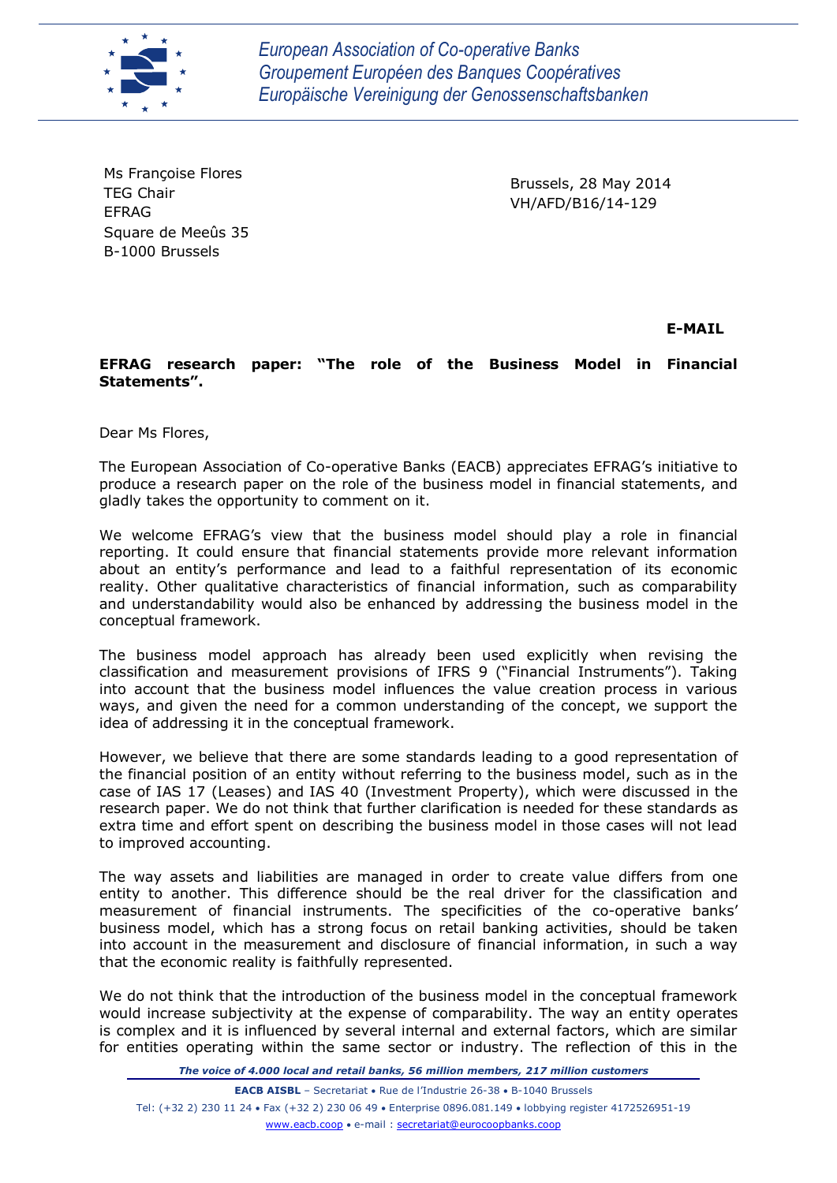European Association of Co-operative Banks
Groupement Européen des Banques Coopératives
Europäische Vereinigung der Genossenschaftsbanken

Ms Françoise Flores
TEG Chair
EFRAG
Square de Meeûs 35
B-1000 Brussels

Brussels, 28 May 2014
VH/AFD/B16/14-129

**E-MAIL**

**EFRAG research paper: "The role of the Business Model in Financial Statements".**

Dear Ms Flores,

The European Association of Co-operative Banks (EACB) appreciates EFRAG's initiative to produce a research paper on the role of the business model in financial statements, and gladly takes the opportunity to comment on it.

We welcome EFRAG's view that the business model should play a role in financial reporting. It could ensure that financial statements provide more relevant information about an entity's performance and lead to a faithful representation of its economic reality. Other qualitative characteristics of financial information, such as comparability and understandability would also be enhanced by addressing the business model in the conceptual framework.

The business model approach has already been used explicitly when revising the classification and measurement provisions of IFRS 9 ("Financial Instruments"). Taking into account that the business model influences the value creation process in various ways, and given the need for a common understanding of the concept, we support the idea of addressing it in the conceptual framework.

However, we believe that there are some standards leading to a good representation of the financial position of an entity without referring to the business model, such as in the case of IAS 17 (Leases) and IAS 40 (Investment Property), which were discussed in the research paper. We do not think that further clarification is needed for these standards as extra time and effort spent on describing the business model in those cases will not lead to improved accounting.

The way assets and liabilities are managed in order to create value differs from one entity to another. This difference should be the real driver for the classification and measurement of financial instruments. The specificities of the co-operative banks' business model, which has a strong focus on retail banking activities, should be taken into account in the measurement and disclosure of financial information, in such a way that the economic reality is faithfully represented.

We do not think that the introduction of the business model in the conceptual framework would increase subjectivity at the expense of comparability. The way an entity operates is complex and it is influenced by several internal and external factors, which are similar for entities operating within the same sector or industry. The reflection of this in the

*The voice of 4.000 local and retail banks, 56 million members, 217 million customers*

**EACB AISBL** – Secretariat • Rue de l'Industrie 26-38 • B-1040 Brussels
Tel: (+32 2) 230 11 24 • Fax (+32 2) 230 06 49 • Enterprise 0896.081.149 • lobbying register 4172526951-19
www.eacb.coop • e-mail : secretariat@eurocoopbanks.coop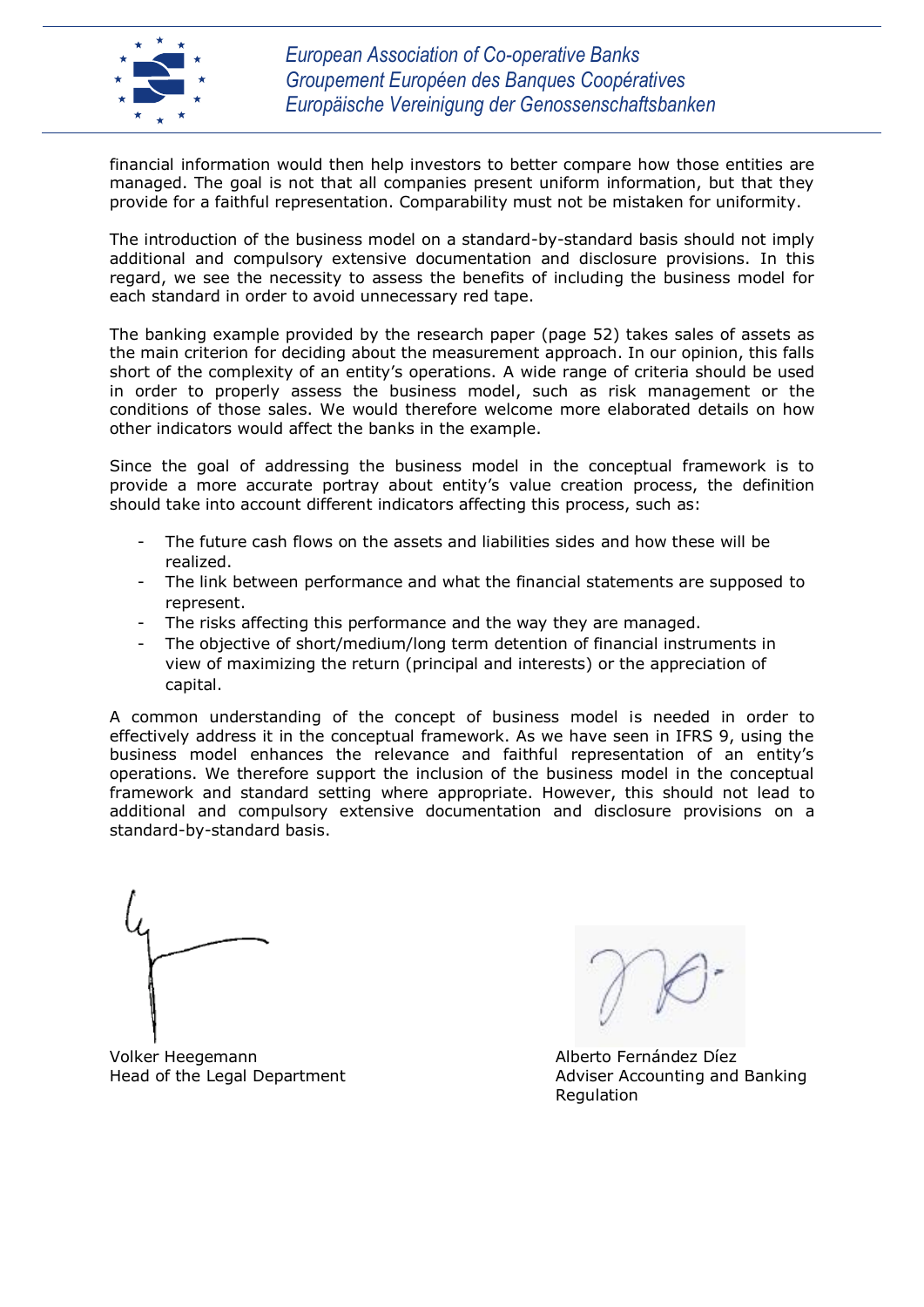financial information would then help investors to better compare how those entities are managed. The goal is not that all companies present uniform information, but that they provide for a faithful representation. Comparability must not be mistaken for uniformity.

The introduction of the business model on a standard-by-standard basis should not imply additional and compulsory extensive documentation and disclosure provisions. In this regard, we see the necessity to assess the benefits of including the business model for each standard in order to avoid unnecessary red tape.

The banking example provided by the research paper (page 52) takes sales of assets as the main criterion for deciding about the measurement approach. In our opinion, this falls short of the complexity of an entity's operations. A wide range of criteria should be used in order to properly assess the business model, such as risk management or the conditions of those sales. We would therefore welcome more elaborated details on how other indicators would affect the banks in the example.

Since the goal of addressing the business model in the conceptual framework is to provide a more accurate portray about entity's value creation process, the definition should take into account different indicators affecting this process, such as:

- The future cash flows on the assets and liabilities sides and how these will be realized.
- The link between performance and what the financial statements are supposed to represent.
- The risks affecting this performance and the way they are managed.
- The objective of short/medium/long term detention of financial instruments in view of maximizing the return (principal and interests) or the appreciation of capital.

A common understanding of the concept of business model is needed in order to effectively address it in the conceptual framework. As we have seen in IFRS 9, using the business model enhances the relevance and faithful representation of an entity's operations. We therefore support the inclusion of the business model in the conceptual framework and standard setting where appropriate. However, this should not lead to additional and compulsory extensive documentation and disclosure provisions on a standard-by-standard basis.

Volker Heegemann
Head of the Legal Department

Alberto Fernández Díez
Adviser Accounting and Banking Regulation